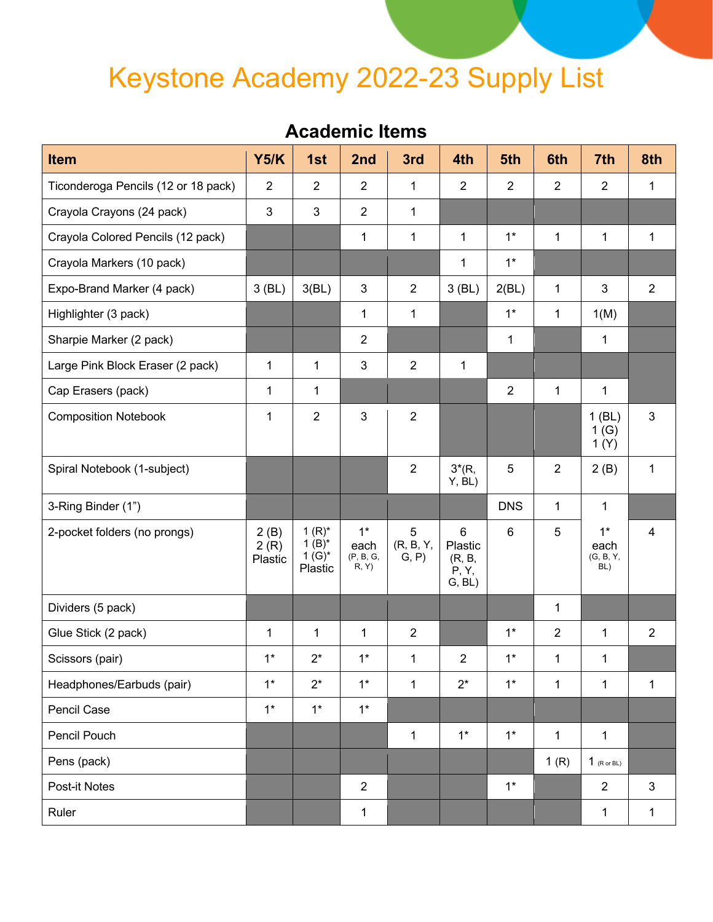# Keystone Academy 2022-23 Supply List

## Academic Items

| Item | Y5/K | 1st | 2nd | 3rd | 4th | 5th | 6th | 7th | 8th |
|---|---|---|---|---|---|---|---|---|---|
| Ticonderoga Pencils (12 or 18 pack) | 2 | 2 | 2 | 1 | 2 | 2 | 2 | 2 | 1 |
| Crayola Crayons (24 pack) | 3 | 3 | 2 | 1 | | | | | |
| Crayola Colored Pencils (12 pack) | | | 1 | 1 | 1 | 1* | 1 | 1 | 1 |
| Crayola Markers (10 pack) | | | | | 1 | 1* | | | |
| Expo-Brand Marker (4 pack) | 3 (BL) | 3(BL) | 3 | 2 | 3 (BL) | 2(BL) | 1 | 3 | 2 |
| Highlighter (3 pack) | | | 1 | 1 | | 1* | 1 | 1(M) | |
| Sharpie Marker (2 pack) | | | 2 | | | 1 | | 1 | |
| Large Pink Block Eraser (2 pack) | 1 | 1 | 3 | 2 | 1 | | | | |
| Cap Erasers (pack) | 1 | 1 | | | | 2 | 1 | 1 | |
| Composition Notebook | 1 | 2 | 3 | 2 | | | | 1 (BL) 1 (G) 1 (Y) | 3 |
| Spiral Notebook (1-subject) | | | | 2 | 3*(R, Y, BL) | 5 | 2 | 2 (B) | 1 |
| 3-Ring Binder (1") | | | | | | DNS | 1 | 1 | |
| 2-pocket folders (no prongs) | 2 (B) 2 (R) Plastic | 1 (R)* 1 (B)* 1 (G)* Plastic | 1* each (P, B, G, R, Y) | 5 (R, B, Y, G, P) | 6 Plastic (R, B, P, Y, G, BL) | 6 | 5 | 1* each (G, B, Y, BL) | 4 |
| Dividers (5 pack) | | | | | | | 1 | | |
| Glue Stick (2 pack) | 1 | 1 | 1 | 2 | | 1* | 2 | 1 | 2 |
| Scissors (pair) | 1* | 2* | 1* | 1 | 2 | 1* | 1 | 1 | |
| Headphones/Earbuds (pair) | 1* | 2* | 1* | 1 | 2* | 1* | 1 | 1 | 1 |
| Pencil Case | 1* | 1* | 1* | | | | | | |
| Pencil Pouch | | | | 1 | 1* | 1* | 1 | 1 | |
| Pens (pack) | | | | | | | 1 (R) | 1 (R or BL) | |
| Post-it Notes | | | 2 | | | 1* | | 2 | 3 |
| Ruler | | | 1 | | | | | 1 | 1 |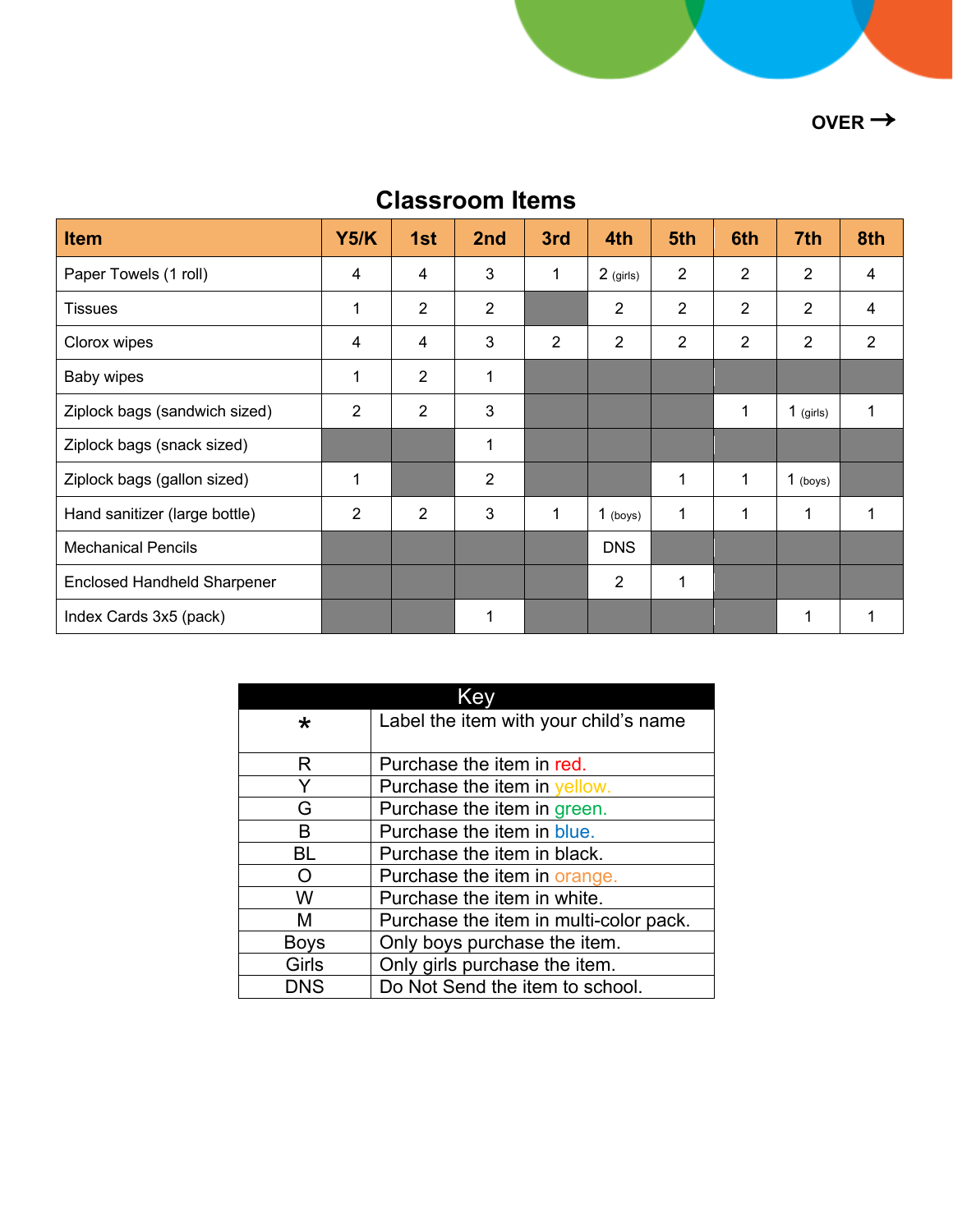OVER →

## Classroom Items

| Item | Y5/K | 1st | 2nd | 3rd | 4th | 5th | 6th | 7th | 8th |
|---|---|---|---|---|---|---|---|---|---|
| Paper Towels (1 roll) | 4 | 4 | 3 | 1 | 2 (girls) | 2 | 2 | 2 | 4 |
| Tissues | 1 | 2 | 2 | | 2 | 2 | 2 | 2 | 4 |
| Clorox wipes | 4 | 4 | 3 | 2 | 2 | 2 | 2 | 2 | 2 |
| Baby wipes | 1 | 2 | 1 | | | | | | |
| Ziplock bags (sandwich sized) | 2 | 2 | 3 | | | | 1 | 1 (girls) | 1 |
| Ziplock bags (snack sized) | | | 1 | | | | | | |
| Ziplock bags (gallon sized) | 1 | | 2 | | | 1 | 1 | 1 (boys) | |
| Hand sanitizer (large bottle) | 2 | 2 | 3 | 1 | 1 (boys) | 1 | 1 | 1 | 1 |
| Mechanical Pencils | | | | | DNS | | | | |
| Enclosed Handheld Sharpener | | | | | 2 | 1 | | | |
| Index Cards 3x5 (pack) | | | 1 | | | | | 1 | 1 |

| Key | |
|---|---|
| * | Label the item with your child's name |
| R | Purchase the item in red. |
| Y | Purchase the item in yellow. |
| G | Purchase the item in green. |
| B | Purchase the item in blue. |
| BL | Purchase the item in black. |
| O | Purchase the item in orange. |
| W | Purchase the item in white. |
| M | Purchase the item in multi-color pack. |
| Boys | Only boys purchase the item. |
| Girls | Only girls purchase the item. |
| DNS | Do Not Send the item to school. |